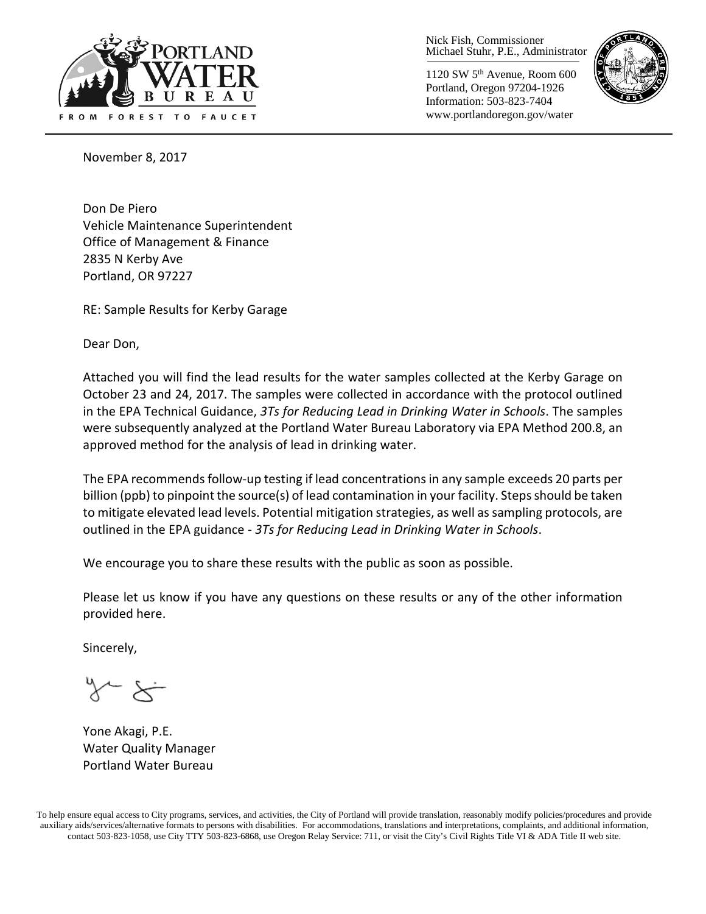PORTLAND WATER BUREAU

FROM FOREST TO FAUCET

Nick Fish, Commissioner
Michael Stuhr, P.E., Administrator

1120 SW 5th Avenue, Room 600
Portland, Oregon 97204-1926
Information: 503-823-7404
www.portlandoregon.gov/water

November 8, 2017

Don De Piero
Vehicle Maintenance Superintendent
Office of Management & Finance
2835 N Kerby Ave
Portland, OR 97227

RE: Sample Results for Kerby Garage

Dear Don,

Attached you will find the lead results for the water samples collected at the Kerby Garage on October 23 and 24, 2017. The samples were collected in accordance with the protocol outlined in the EPA Technical Guidance, *3Ts for Reducing Lead in Drinking Water in Schools*. The samples were subsequently analyzed at the Portland Water Bureau Laboratory via EPA Method 200.8, an approved method for the analysis of lead in drinking water.

The EPA recommends follow-up testing if lead concentrations in any sample exceeds 20 parts per billion (ppb) to pinpoint the source(s) of lead contamination in your facility. Steps should be taken to mitigate elevated lead levels. Potential mitigation strategies, as well as sampling protocols, are outlined in the EPA guidance - *3Ts for Reducing Lead in Drinking Water in Schools*.

We encourage you to share these results with the public as soon as possible.

Please let us know if you have any questions on these results or any of the other information provided here.

Sincerely,

Yone Akagi, P.E.
Water Quality Manager
Portland Water Bureau

To help ensure equal access to City programs, services, and activities, the City of Portland will provide translation, reasonably modify policies/procedures and provide auxiliary aids/services/alternative formats to persons with disabilities. For accommodations, translations and interpretations, complaints, and additional information, contact 503-823-1058, use City TTY 503-823-6868, use Oregon Relay Service: 711, or visit the City's Civil Rights Title VI & ADA Title II web site.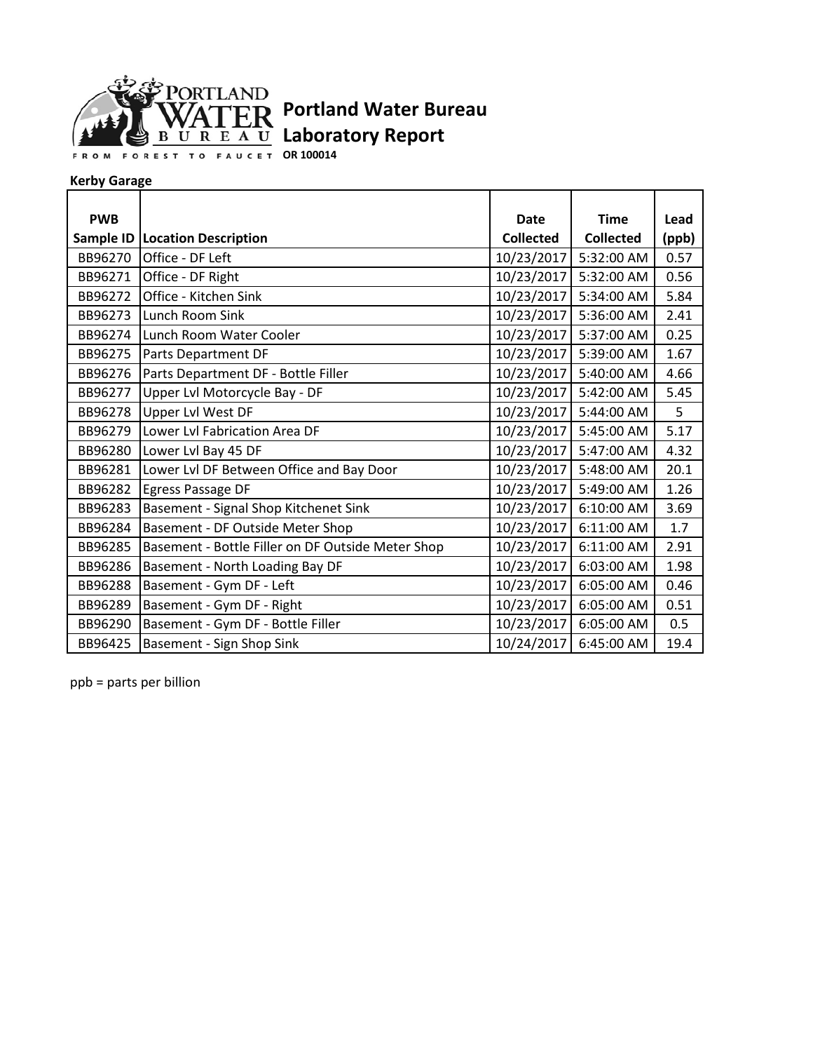# Portland Water Bureau Laboratory Report

FROM FOREST TO FAUCET **OR 100014**

**Kerby Garage**

| PWB Sample ID | Location Description | Date Collected | Time Collected | Lead (ppb) |
|---|---|---|---|---|
| BB96270 | Office - DF Left | 10/23/2017 | 5:32:00 AM | 0.57 |
| BB96271 | Office - DF Right | 10/23/2017 | 5:32:00 AM | 0.56 |
| BB96272 | Office - Kitchen Sink | 10/23/2017 | 5:34:00 AM | 5.84 |
| BB96273 | Lunch Room Sink | 10/23/2017 | 5:36:00 AM | 2.41 |
| BB96274 | Lunch Room Water Cooler | 10/23/2017 | 5:37:00 AM | 0.25 |
| BB96275 | Parts Department DF | 10/23/2017 | 5:39:00 AM | 1.67 |
| BB96276 | Parts Department DF - Bottle Filler | 10/23/2017 | 5:40:00 AM | 4.66 |
| BB96277 | Upper Lvl Motorcycle Bay - DF | 10/23/2017 | 5:42:00 AM | 5.45 |
| BB96278 | Upper Lvl West DF | 10/23/2017 | 5:44:00 AM | 5 |
| BB96279 | Lower Lvl Fabrication Area DF | 10/23/2017 | 5:45:00 AM | 5.17 |
| BB96280 | Lower Lvl Bay 45 DF | 10/23/2017 | 5:47:00 AM | 4.32 |
| BB96281 | Lower Lvl DF Between Office and Bay Door | 10/23/2017 | 5:48:00 AM | 20.1 |
| BB96282 | Egress Passage DF | 10/23/2017 | 5:49:00 AM | 1.26 |
| BB96283 | Basement - Signal Shop Kitchenet Sink | 10/23/2017 | 6:10:00 AM | 3.69 |
| BB96284 | Basement - DF Outside Meter Shop | 10/23/2017 | 6:11:00 AM | 1.7 |
| BB96285 | Basement - Bottle Filler on DF Outside Meter Shop | 10/23/2017 | 6:11:00 AM | 2.91 |
| BB96286 | Basement - North Loading Bay DF | 10/23/2017 | 6:03:00 AM | 1.98 |
| BB96288 | Basement - Gym DF - Left | 10/23/2017 | 6:05:00 AM | 0.46 |
| BB96289 | Basement - Gym DF - Right | 10/23/2017 | 6:05:00 AM | 0.51 |
| BB96290 | Basement - Gym DF - Bottle Filler | 10/23/2017 | 6:05:00 AM | 0.5 |
| BB96425 | Basement - Sign Shop Sink | 10/24/2017 | 6:45:00 AM | 19.4 |

ppb = parts per billion